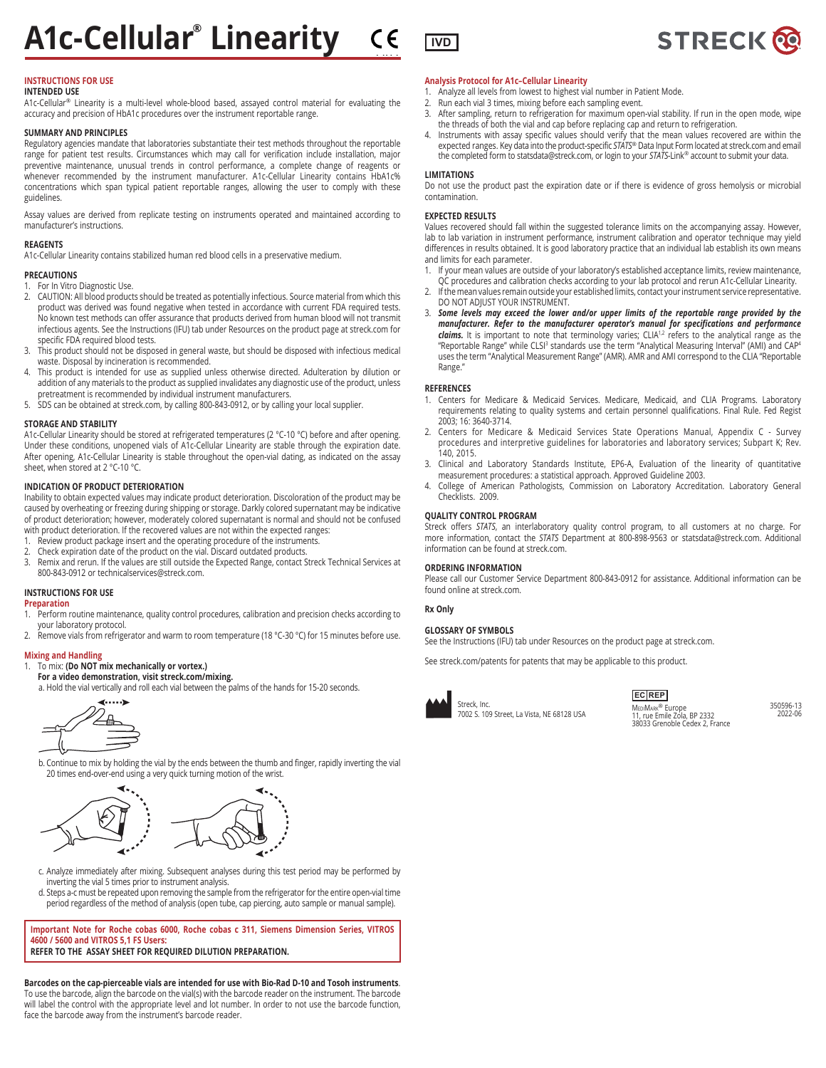# A1c-Cellular® Linearity

IVD

STRECK

## INSTRUCTIONS FOR USE

### INTENDED USE

A1c-Cellular® Linearity is a multi-level whole-blood based, assayed control material for evaluating the accuracy and precision of HbA1c procedures over the instrument reportable range.

### SUMMARY AND PRINCIPLES

Regulatory agencies mandate that laboratories substantiate their test methods throughout the reportable range for patient test results. Circumstances which may call for verification include installation, major preventive maintenance, unusual trends in control performance, a complete change of reagents or whenever recommended by the instrument manufacturer. A1c-Cellular Linearity contains HbA1c% concentrations which span typical patient reportable ranges, allowing the user to comply with these guidelines.

Assay values are derived from replicate testing on instruments operated and maintained according to manufacturer's instructions.

### REAGENTS

A1c-Cellular Linearity contains stabilized human red blood cells in a preservative medium.

### PRECAUTIONS

1. For In Vitro Diagnostic Use.
2. CAUTION: All blood products should be treated as potentially infectious. Source material from which this product was derived was found negative when tested in accordance with current FDA required tests. No known test methods can offer assurance that products derived from human blood will not transmit infectious agents. See the Instructions (IFU) tab under Resources on the product page at streck.com for specific FDA required blood tests.
3. This product should not be disposed in general waste, but should be disposed with infectious medical waste. Disposal by incineration is recommended.
4. This product is intended for use as supplied unless otherwise directed. Adulteration by dilution or addition of any materials to the product as supplied invalidates any diagnostic use of the product, unless pretreatment is recommended by individual instrument manufacturers.
5. SDS can be obtained at streck.com, by calling 800-843-0912, or by calling your local supplier.

### STORAGE AND STABILITY

A1c-Cellular Linearity should be stored at refrigerated temperatures (2 °C-10 °C) before and after opening. Under these conditions, unopened vials of A1c-Cellular Linearity are stable through the expiration date. After opening, A1c-Cellular Linearity is stable throughout the open-vial dating, as indicated on the assay sheet, when stored at 2 °C-10 °C.

### INDICATION OF PRODUCT DETERIORATION

Inability to obtain expected values may indicate product deterioration. Discoloration of the product may be caused by overheating or freezing during shipping or storage. Darkly colored supernatant may be indicative of product deterioration; however, moderately colored supernatant is normal and should not be confused with product deterioration. If the recovered values are not within the expected ranges:

1. Review product package insert and the operating procedure of the instruments.
2. Check expiration date of the product on the vial. Discard outdated products.
3. Remix and rerun. If the values are still outside the Expected Range, contact Streck Technical Services at 800-843-0912 or technicalservices@streck.com.

### INSTRUCTIONS FOR USE

#### Preparation

1. Perform routine maintenance, quality control procedures, calibration and precision checks according to your laboratory protocol.
2. Remove vials from refrigerator and warm to room temperature (18 °C-30 °C) for 15 minutes before use.

#### Mixing and Handling

1. To mix: **(Do NOT mix mechanically or vortex.)**
   **For a video demonstration, visit streck.com/mixing.**
   a. Hold the vial vertically and roll each vial between the palms of the hands for 15-20 seconds.
   b. Continue to mix by holding the vial by the ends between the thumb and finger, rapidly inverting the vial 20 times end-over-end using a very quick turning motion of the wrist.
   c. Analyze immediately after mixing. Subsequent analyses during this test period may be performed by inverting the vial 5 times prior to instrument analysis.
   d. Steps a-c must be repeated upon removing the sample from the refrigerator for the entire open-vial time period regardless of the method of analysis (open tube, cap piercing, auto sample or manual sample).

**Important Note for Roche cobas 6000, Roche cobas c 311, Siemens Dimension Series, VITROS 4600 / 5600 and VITROS 5,1 FS Users:**
**REFER TO THE ASSAY SHEET FOR REQUIRED DILUTION PREPARATION.**

**Barcodes on the cap-pierceable vials are intended for use with Bio-Rad D-10 and Tosoh instruments**. To use the barcode, align the barcode on the vial(s) with the barcode reader on the instrument. The barcode will label the control with the appropriate level and lot number. In order to not use the barcode function, face the barcode away from the instrument's barcode reader.

#### Analysis Protocol for A1c-Cellular Linearity

1. Analyze all levels from lowest to highest vial number in Patient Mode.
2. Run each vial 3 times, mixing before each sampling event.
3. After sampling, return to refrigeration for maximum open-vial stability. If run in the open mode, wipe the threads of both the vial and cap before replacing cap and return to refrigeration.
4. Instruments with assay specific values should verify that the mean values recovered are within the expected ranges. Key data into the product-specific *STATS*® Data Input Form located at streck.com and email the completed form to statsdata@streck.com, or login to your *STATS*-Link® account to submit your data.

### LIMITATIONS

Do not use the product past the expiration date or if there is evidence of gross hemolysis or microbial contamination.

### EXPECTED RESULTS

Values recovered should fall within the suggested tolerance limits on the accompanying assay. However, lab to lab variation in instrument performance, instrument calibration and operator technique may yield differences in results obtained. It is good laboratory practice that an individual lab establish its own means and limits for each parameter.

1. If your mean values are outside of your laboratory's established acceptance limits, review maintenance, QC procedures and calibration checks according to your lab protocol and rerun A1c-Cellular Linearity.
2. If the mean values remain outside your established limits, contact your instrument service representative. DO NOT ADJUST YOUR INSTRUMENT.
3. ***Some levels may exceed the lower and/or upper limits of the reportable range provided by the manufacturer. Refer to the manufacturer operator's manual for specifications and performance claims.*** It is important to note that terminology varies; CLIA[1,2] refers to the analytical range as the "Reportable Range" while CLSI[3] standards use the term "Analytical Measuring Interval" (AMI) and CAP[4] uses the term "Analytical Measurement Range" (AMR). AMR and AMI correspond to the CLIA "Reportable Range."

### REFERENCES

1. Centers for Medicare & Medicaid Services. Medicare, Medicaid, and CLIA Programs. Laboratory requirements relating to quality systems and certain personnel qualifications. Final Rule. Fed Regist 2003; 16: 3640-3714.
2. Centers for Medicare & Medicaid Services State Operations Manual, Appendix C - Survey procedures and interpretive guidelines for laboratories and laboratory services; Subpart K; Rev. 140, 2015.
3. Clinical and Laboratory Standards Institute, EP6-A, Evaluation of the linearity of quantitative measurement procedures: a statistical approach. Approved Guideline 2003.
4. College of American Pathologists, Commission on Laboratory Accreditation. Laboratory General Checklists. 2009.

### QUALITY CONTROL PROGRAM

Streck offers *STATS*, an interlaboratory quality control program, to all customers at no charge. For more information, contact the *STATS* Department at 800-898-9563 or statsdata@streck.com. Additional information can be found at streck.com.

### ORDERING INFORMATION

Please call our Customer Service Department 800-843-0912 for assistance. Additional information can be found online at streck.com.

**Rx Only**

### GLOSSARY OF SYMBOLS

See the Instructions (IFU) tab under Resources on the product page at streck.com.

See streck.com/patents for patents that may be applicable to this product.

Streck, Inc.
7002 S. 109 Street, La Vista, NE 68128 USA

EC REP
MediMark® Europe
11, rue Emile Zola, BP 2332
38033 Grenoble Cedex 2, France

350596-13
2022-06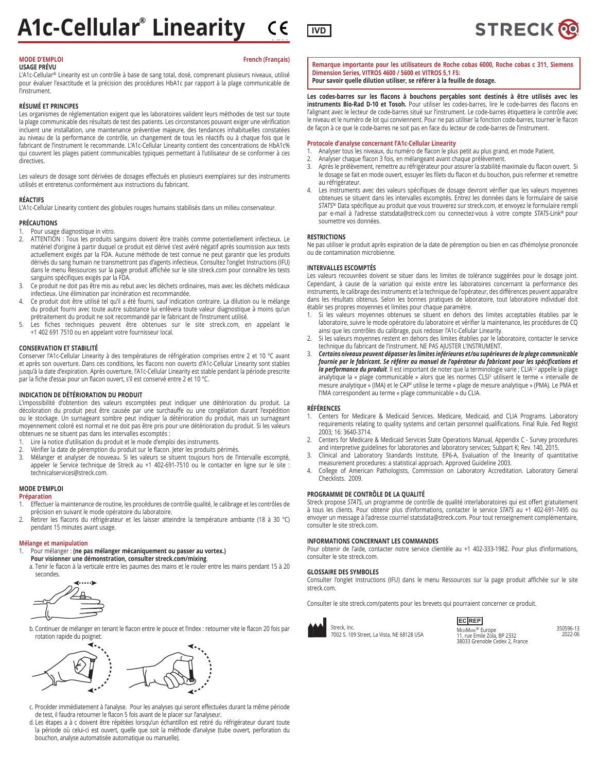# A1c-Cellular® Linearity

IVD

STRECK

**MODE D'EMPLOI** **French (Français)**

**USAGE PRÉVU**

L'A1c-Cellular® Linearity est un contrôle à base de sang total, dosé, comprenant plusieurs niveaux, utilisé pour évaluer l'exactitude et la précision des procédures HbA1c par rapport à la plage communicable de l'instrument.

**RÉSUMÉ ET PRINCIPES**

Les organismes de réglementation exigent que les laboratoires valident leurs méthodes de test sur toute la plage communicable des résultats de test des patients. Les circonstances pouvant exiger une vérification incluent une installation, une maintenance préventive majeure, des tendances inhabituelles constatées au niveau de la performance de contrôle, un changement de tous les réactifs ou à chaque fois que le fabricant de l'instrument le recommande. L'A1c-Cellular Linearity contient des concentrations de HbA1c% qui couvrent les plages patient communicables typiques permettant à l'utilisateur de se conformer à ces directives.

Les valeurs de dosage sont dérivées de dosages effectués en plusieurs exemplaires sur des instruments utilisés et entretenus conformément aux instructions du fabricant.

**RÉACTIFS**

L'A1c-Cellular Linearity contient des globules rouges humains stabilisés dans un milieu conservateur.

**PRÉCAUTIONS**

1. Pour usage diagnostique in vitro.
2. ATTENTION : Tous les produits sanguins doivent être traités comme potentiellement infectieux. Le matériel d'origine à partir duquel ce produit est dérivé s'est avéré négatif après soumission aux tests actuellement exigés par la FDA. Aucune méthode de test connue ne peut garantir que les produits dérivés du sang humain ne transmettront pas d'agents infectieux. Consultez l'onglet Instructions (IFU) dans le menu Ressources sur la page produit affichée sur le site streck.com pour connaître les tests sanguins spécifiques exigés par la FDA.
3. Ce produit ne doit pas être mis au rebut avec les déchets ordinaires, mais avec les déchets médicaux infectieux. Une élimination par incinération est recommandée.
4. Ce produit doit être utilisé tel qu'il a été fourni, sauf indication contraire. La dilution ou le mélange du produit fourni avec toute autre substance lui enlèvera toute valeur diagnostique à moins qu'un prétraitement du produit ne soit recommandé par le fabricant de l'instrument utilisé.
5. Les fiches techniques peuvent être obtenues sur le site streck.com, en appelant le +1 402 691 7510 ou en appelant votre fournisseur local.

**CONSERVATION ET STABILITÉ**

Conserver l'A1c-Cellular Linearity à des températures de réfrigération comprises entre 2 et 10 °C avant et après son ouverture. Dans ces conditions, les flacons non ouverts d'A1c-Cellular Linearity sont stables jusqu'à la date d'expiration. Après ouverture, l'A1c-Cellular Linearity est stable pendant la période prescrite par la fiche d'essai pour un flacon ouvert, s'il est conservé entre 2 et 10 °C.

**INDICATION DE DÉTÉRIORATION DU PRODUIT**

L'impossibilité d'obtention des valeurs escomptées peut indiquer une détérioration du produit. La décoloration du produit peut être causée par une surchauffe ou une congélation durant l'expédition ou le stockage. Un surnageant sombre peut indiquer la détérioration du produit, mais un surnageant moyennement coloré est normal et ne doit pas être pris pour une détérioration du produit. Si les valeurs obtenues ne se situent pas dans les intervalles escomptés :

1. Lire la notice d'utilisation du produit et le mode d'emploi des instruments.
2. Vérifier la date de péremption du produit sur le flacon. Jeter les produits périmés.
3. Mélanger et analyser de nouveau. Si les valeurs se situent toujours hors de l'intervalle escompté, appeler le Service technique de Streck au +1 402-691-7510 ou le contacter en ligne sur le site : technicalservices@streck.com.

**MODE D'EMPLOI**

**Préparation**

1. Effectuer la maintenance de routine, les procédures de contrôle qualité, le calibrage et les contrôles de précision en suivant le mode opératoire du laboratoire.
2. Retirer les flacons du réfrigérateur et les laisser atteindre la température ambiante (18 à 30 °C) pendant 15 minutes avant usage.

**Mélange et manipulation**

1. Pour mélanger : **(ne pas mélanger mécaniquement ou passer au vortex.) Pour visionner une démonstration, consulter streck.com/mixing**.
   a. Tenir le flacon à la verticale entre les paumes des mains et le rouler entre les mains pendant 15 à 20 secondes.
   b. Continuer de mélanger en tenant le flacon entre le pouce et l'index : retourner vite le flacon 20 fois par rotation rapide du poignet.
   c. Procéder immédiatement à l'analyse. Pour les analyses qui seront effectuées durant la même période de test, il faudra retourner le flacon 5 fois avant de le placer sur l'analyseur.
   d. Les étapes a à c doivent être répétées lorsqu'un échantillon est retiré du réfrigérateur durant toute la période où celui-ci est ouvert, quelle que soit la méthode d'analyse (tube ouvert, perforation du bouchon, analyse automatisée automatique ou manuelle).

**Remarque importante pour les utilisateurs de Roche cobas 6000, Roche cobas c 311, Siemens Dimension Series, VITROS 4600 / 5600 et VITROS 5,1 FS:**
**Pour savoir quelle dilution utiliser, se référer à la feuille de dosage.**

**Les codes-barres sur les flacons à bouchons perçables sont destinés à être utilisés avec les instruments Bio-Rad D-10 et Tosoh.** Pour utiliser les codes-barres, lire le code-barres des flacons en l'alignant avec le lecteur de code-barres situé sur l'instrument. Le code-barres étiquettera le contrôle avec le niveau et le numéro de lot qui conviennent. Pour ne pas utiliser la fonction code-barres, tourner le flacon de façon à ce que le code-barres ne soit pas en face du lecteur de code-barres de l'instrument.

**Protocole d'analyse concernant l'A1c-Cellular Linearity**

1. Analyser tous les niveaux, du numéro de flacon le plus petit au plus grand, en mode Patient.
2. Analyser chaque flacon 3 fois, en mélangeant avant chaque prélèvement.
3. Après le prélèvement, remettre au réfrigérateur pour assurer la stabilité maximale du flacon ouvert. Si le dosage se fait en mode ouvert, essuyer les filets du flacon et du bouchon, puis refermer et remettre au réfrigérateur.
4. Les instruments avec des valeurs spécifiques de dosage devront vérifier que les valeurs moyennes obtenues se situent dans les intervalles escomptés. Entrez les données dans le formulaire de saisie *STATS*® Data spécifique au produit que vous trouverez sur streck.com, et envoyez le formulaire rempli par e-mail à l'adresse statsdata@streck.com ou connectez-vous à votre compte *STATS*-Link® pour soumettre vos données.

**RESTRICTIONS**

Ne pas utiliser le produit après expiration de la date de péremption ou bien en cas d'hémolyse prononcée ou de contamination microbienne.

**INTERVALLES ESCOMPTÉS**

Les valeurs recouvrées doivent se situer dans les limites de tolérance suggérées pour le dosage joint. Cependant, à cause de la variation qui existe entre les laboratoires concernant la performance des instruments, le calibrage des instruments et la technique de l'opérateur, des différences peuvent apparaître dans les résultats obtenus. Selon les bonnes pratiques de laboratoire, tout laboratoire individuel doit établir ses propres moyennes et limites pour chaque paramètre.

1. Si les valeurs moyennes obtenues se situent en dehors des limites acceptables établies par le laboratoire, suivre le mode opératoire du laboratoire et vérifier la maintenance, les procédures de CQ ainsi que les contrôles du calibrage, puis redoser l'A1c-Cellular Linearity.
2. Si les valeurs moyennes restent en dehors des limites établies par le laboratoire, contacter le service technique du fabricant de l'instrument. NE PAS AJUSTER L'INSTRUMENT.
3. ***Certains niveaux peuvent dépasser les limites inférieures et/ou supérieures de la plage communicable fournie par le fabricant. Se référer au manuel de l'opérateur du fabricant pour les spécifications et la performance du produit***. Il est important de noter que la terminologie varie ; CLIA[1,2] appelle la plage analytique la « plage communicable » alors que les normes CLSI[3] utilisent le terme « intervalle de mesure analytique » (IMA) et le CAP[4] utilise le terme « plage de mesure analytique » (PMA). Le PMA et l'IMA correspondent au terme « plage communicable » du CLIA.

**RÉFÉRENCES**

1. Centers for Medicare & Medicaid Services. Medicare, Medicaid, and CLIA Programs. Laboratory requirements relating to quality systems and certain personnel qualifications. Final Rule. Fed Regist 2003; 16: 3640-3714.
2. Centers for Medicare & Medicaid Services State Operations Manual, Appendix C - Survey procedures and interpretive guidelines for laboratories and laboratory services; Subpart K; Rev. 140, 2015.
3. Clinical and Laboratory Standards Institute, EP6-A, Evaluation of the linearity of quantitative measurement procedures: a statistical approach. Approved Guideline 2003.
4. College of American Pathologists, Commission on Laboratory Accreditation. Laboratory General Checklists. 2009.

**PROGRAMME DE CONTRÔLE DE LA QUALITÉ**

Streck propose *STATS*, un programme de contrôle de qualité interlaboratoires qui est offert gratuitement à tous les clients. Pour obtenir plus d'informations, contacter le service *STATS* au +1 402-691-7495 ou envoyer un message à l'adresse courriel statsdata@streck.com. Pour tout renseignement complémentaire, consulter le site streck.com.

**INFORMATIONS CONCERNANT LES COMMANDES**

Pour obtenir de l'aide, contacter notre service clientèle au +1 402-333-1982. Pour plus d'informations, consulter le site streck.com.

**GLOSSAIRE DES SYMBOLES**

Consulter l'onglet Instructions (IFU) dans le menu Ressources sur la page produit affichée sur le site streck.com.

Consulter le site streck.com/patents pour les brevets qui pourraient concerner ce produit.

Streck, Inc.
7002 S. 109 Street, La Vista, NE 68128 USA

EC REP
MediMark® Europe
11, rue Emile Zola, BP 2332
38033 Grenoble Cedex 2, France

350596-13
2022-06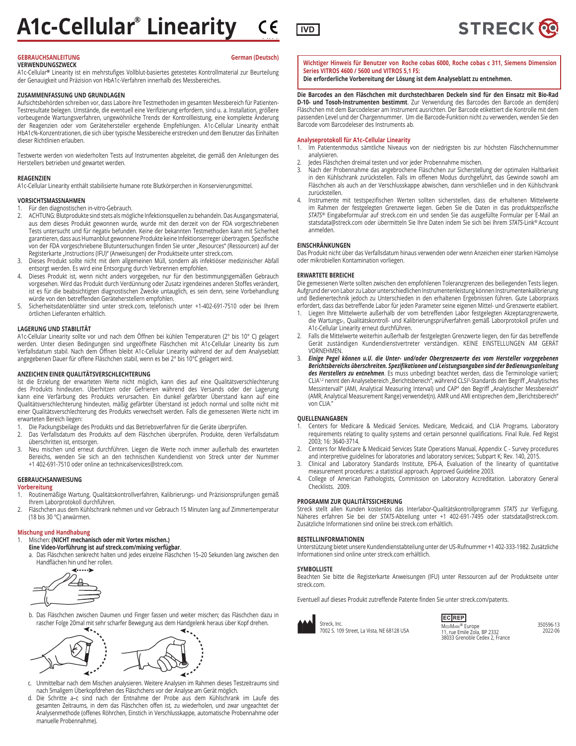# A1c-Cellular® Linearity

IVD

STRECK

## GEBRAUCHSANLEITUNG

German (Deutsch)

### VERWENDUNGSZWECK

A1c-Cellular® Linearity ist ein mehrstufiges Vollblut-basiertes getestetes Kontrollmaterial zur Beurteilung der Genauigkeit und Präzision von HbA1c-Verfahren innerhalb des Messbereiches.

### ZUSAMMENFASSUNG UND GRUNDLAGEN

Aufsichtsbehörden schreiben vor, dass Labore ihre Testmethoden im gesamten Messbereich für Patienten-Testresultate belegen. Umstände, die eventuell eine Verifizierung erfordern, sind u. a. Installation, größere vorbeugende Wartungsverfahren, ungewöhnliche Trends der Kontrollleistung, eine komplette Änderung der Reagenzien oder vom Gerätehersteller ergehende Empfehlungen. A1c-Cellular Linearity enthält HbA1c%-Konzentrationen, die sich über typische Messbereiche erstrecken und dem Benutzer das Einhalten dieser Richtlinien erlauben.

Testwerte werden von wiederholten Tests auf Instrumenten abgeleitet, die gemäß den Anleitungen des Herstellers betrieben und gewartet werden.

### REAGENZIEN

A1c-Cellular Linearity enthält stabilisierte humane rote Blutkörperchen in Konservierungsmittel.

### VORSICHTSMASSNAHMEN

1. Für den diagnostischen in-vitro-Gebrauch.
2. ACHTUNG: Blutprodukte sind stets als mögliche Infektionsquellen zu behandeln. Das Ausgangsmaterial, aus dem dieses Produkt gewonnen wurde, wurde mit den derzeit von der FDA vorgeschriebenen Tests untersucht und für negativ befunden. Keine der bekannten Testmethoden kann mit Sicherheit garantieren, dass aus Humanblut gewonnene Produkte keine Infektionserreger übertragen. Spezifische von der FDA vorgeschriebene Blutuntersuchungen finden Sie unter „Resources" (Ressourcen) auf der Registerkarte „Instructions (IFU)" (Anweisungen) der Produktseite unter streck.com.
3. Dieses Produkt sollte nicht mit dem allgemeinen Müll, sondern als infektiöser medizinischer Abfall entsorgt werden. Es wird eine Entsorgung durch Verbrennen empfohlen.
4. Dieses Produkt ist, wenn nicht anders vorgegeben, nur für den bestimmungsgemäßen Gebrauch vorgesehen. Wird das Produkt durch Verdünnung oder Zusatz irgendeines anderen Stoffes verändert, ist es für die beabsichtigten diagnostischen Zwecke untauglich, es sein denn, seine Vorbehandlung würde von den betreffenden Geräteherstellern empfohlen.
5. Sicherheitsdatenblätter sind unter streck.com, telefonisch unter +1-402-691-7510 oder bei Ihrem örtlichen Lieferanten erhältlich.

### LAGERUNG UND STABILITÄT

A1c-Cellular Linearity sollte vor und nach dem Öffnen bei kühlen Temperaturen (2° bis 10° C) gelagert werden. Unter diesen Bedingungen sind ungeöffnete Fläschchen mit A1c-Cellular Linearity bis zum Verfallsdatum stabil. Nach dem Öffnen bleibt A1c-Cellular Linearity während der auf dem Analyseblatt angegebenen Dauer für offene Fläschchen stabil, wenn es bei 2° bis 10°C gelagert wird.

### ANZEICHEN EINER QUALITÄTSVERSCHLECHTERUNG

Ist die Erzielung der erwarteten Werte nicht möglich, kann dies auf eine Qualitätsverschlechterung des Produkts hindeuten. Überhitzen oder Gefrieren während des Versands oder der Lagerung kann eine Verfärbung des Produkts verursachen. Ein dunkel gefärbter Überstand kann auf eine Qualitätsverschlechterung hindeuten, mäßig gefärbter Überstand ist jedoch normal und sollte nicht mit einer Qualitätsverschlechterung des Produkts verwechselt werden. Falls die gemessenen Werte nicht im erwarteten Bereich liegen:

1. Die Packungsbeilage des Produkts und das Betriebsverfahren für die Geräte überprüfen.
2. Das Verfallsdatum des Produkts auf dem Fläschchen überprüfen. Produkte, deren Verfallsdatum überschritten ist, entsorgen.
3. Neu mischen und erneut durchführen. Liegen die Werte noch immer außerhalb des erwarteten Bereichs, wenden Sie sich an den technischen Kundendienst von Streck unter der Nummer +1 402-691-7510 oder online an technicalservices@streck.com.

### GEBRAUCHSANWEISUNG

#### Vorbereitung

1. Routinemäßige Wartung, Qualitätskontrollverfahren, Kalibrierungs- und Präzisionsprüfungen gemäß Ihrem Laborprotokoll durchführen.
2. Fläschchen aus dem Kühlschrank nehmen und vor Gebrauch 15 Minuten lang auf Zimmertemperatur (18 bis 30 °C) anwärmen.

#### Mischung und Handhabung

1. Mischen: **(NICHT mechanisch oder mit Vortex mischen.)**
   **Eine Video-Vorführung ist auf streck.com/mixing verfügbar**.
   a. Das Fläschchen senkrecht halten und jedes einzelne Fläschchen 15–20 Sekunden lang zwischen den Handflächen hin und her rollen.
   b. Das Fläschchen zwischen Daumen und Finger fassen und weiter mischen; das Fläschchen dazu in rascher Folge 20mal mit sehr scharfer Bewegung aus dem Handgelenk heraus über Kopf drehen.
   c. Unmittelbar nach dem Mischen analysieren. Weitere Analysen im Rahmen dieses Testzeitraums sind nach 5maligem Überkopfdrehen des Fläschchens vor der Analyse am Gerät möglich.
   d. Die Schritte a–c sind nach der Entnahme der Probe aus dem Kühlschrank im Laufe des gesamten Zeitraums, in dem das Fläschchen offen ist, zu wiederholen, und zwar ungeachtet der Analysenmethode (offenes Röhrchen, Einstich in Verschlusskappe, automatische Probennahme oder manuelle Probennahme).

**Wichtiger Hinweis für Benutzer von Roche cobas 6000, Roche cobas c 311, Siemens Dimension Series VITROS 4600 / 5600 und VITROS 5,1 FS:**
**Die erforderliche Vorbereitung der Lösung ist dem Analyseblatt zu entnehmen.**

**Die Barcodes an den Fläschchen mit durchstechbaren Deckeln sind für den Einsatz mit Bio-Rad D-10- und Tosoh-Instrumenten bestimmt**. Zur Verwendung des Barcodes den Barcode an dem(den) Fläschchen mit dem Barcodeleser am Instrument ausrichten. Der Barcode etikettiert die Kontrolle mit dem passenden Level und der Chargennummer. Um die Barcode-Funktion nicht zu verwenden, wenden Sie den Barcode vom Barcodeleser des Instruments ab.

#### Analyseprotokoll für A1c-Cellular Linearity

1. Im Patientenmodus sämtliche Niveaus von der niedrigsten bis zur höchsten Fläschchennummer analysieren.
2. Jedes Fläschchen dreimal testen und vor jeder Probennahme mischen.
3. Nach der Probennahme das angebrochene Fläschchen zur Sicherstellung der optimalen Haltbarkeit in den Kühlschrank zurückstellen. Falls im offenen Modus durchgeführt, das Gewinde sowohl am Fläschchen als auch an der Verschlusskappe abwischen, dann verschließen und in den Kühlschrank zurückstellen.
4. Instrumente mit testspezifischen Werten sollten sicherstellen, dass die erhaltenen Mittelwerte im Rahmen der festgelegten Grenzwerte liegen. Geben Sie die Daten in das produktspezifische *STATS*® Eingabeformular auf streck.com ein und senden Sie das ausgefüllte Formular per E-Mail an statsdata@streck.com oder übermitteln Sie Ihre Daten indem Sie sich bei Ihrem *STATS*-Link® Account anmelden.

### EINSCHRÄNKUNGEN

Das Produkt nicht über das Verfallsdatum hinaus verwenden oder wenn Anzeichen einer starken Hämolyse oder mikrobiellen Kontamination vorliegen.

### ERWARTETE BEREICHE

Die gemessenen Werte sollten zwischen den empfohlenen Toleranzgrenzen des beiliegenden Tests liegen. Aufgrund der von Labor zu Labor unterschiedlichen Instrumentenleistung können Instrumentenkalibrierung und Bedienertechnik jedoch zu Unterschieden in den erhaltenen Ergebnissen führen. Gute Laborpraxis erfordert, dass das betreffende Labor für jeden Parameter seine eigenen Mittel- und Grenzwerte etabliert.

1. Liegen Ihre Mittelwerte außerhalb der vom betreffenden Labor festgelegten Akzeptanzgrenzwerte, die Wartungs-, Qualitätskontroll- und Kalibrierungsprüfverfahren gemäß Laborprotokoll prüfen und A1c-Cellular Linearity erneut durchführen.
2. Falls die Mittelwerte weiterhin außerhalb der festgelegten Grenzwerte liegen, den für das betreffende Gerät zuständigen Kundendienstvertreter verständigen. KEINE EINSTELLUNGEN AM GERÄT VORNEHMEN.
3. ***Einige Pegel können u.U. die Unter- und/oder Obergrenzwerte des vom Hersteller vorgegebenen Berichtsbereichs überschreiten. Spezifikationen und Leistungsangaben sind der Bedienungsanleitung des Herstellers zu entnehmen***. Es muss unbedingt beachtet werden, dass die Terminologie variiert; CLIA[1,2] nennt den Analysebereich „Berichtsbereich", während CLSI[3]-Standards den Begriff „Analytisches Messintervall" (AMI, Analytical Measuring Interval) und CAP[4] den Begriff „Analytischer Messbereich" (AMR, Analytical Measurement Range) verwendet(n). AMR und AMI entsprechen dem „Berichtsbereich" von CLIA."

### QUELLENANGABEN

1. Centers for Medicare & Medicaid Services. Medicare, Medicaid, and CLIA Programs. Laboratory requirements relating to quality systems and certain personnel qualifications. Final Rule. Fed Regist 2003; 16: 3640-3714.
2. Centers for Medicare & Medicaid Services State Operations Manual, Appendix C - Survey procedures and interpretive guidelines for laboratories and laboratory services; Subpart K; Rev. 140, 2015.
3. Clinical and Laboratory Standards Institute, EP6-A, Evaluation of the linearity of quantitative measurement procedures: a statistical approach. Approved Guideline 2003.
4. College of American Pathologists, Commission on Laboratory Accreditation. Laboratory General Checklists. 2009.

### PROGRAMM ZUR QUALITÄTSSICHERUNG

Streck stellt allen Kunden kostenlos das Interlabor-Qualitätskontrollprogramm *STATS* zur Verfügung. Näheres erfahren Sie bei der *STATS*-Abteilung unter +1 402-691-7495 oder statsdata@streck.com. Zusätzliche Informationen sind online bei streck.com erhältlich.

### BESTELLINFORMATIONEN

Unterstützung bietet unsere Kundendienstabteilung unter der US-Rufnummer +1 402-333-1982. Zusätzliche Informationen sind online unter streck.com erhältlich.

### SYMBOLLISTE

Beachten Sie bitte die Registerkarte Anweisungen (IFU) unter Ressourcen auf der Produktseite unter streck.com.

Eventuell auf dieses Produkt zutreffende Patente finden Sie unter streck.com/patents.

Streck, Inc.
7002 S. 109 Street, La Vista, NE 68128 USA

EC REP
MediMark® Europe
11, rue Emile Zola, BP 2332
38033 Grenoble Cedex 2, France

350596-13
2022-06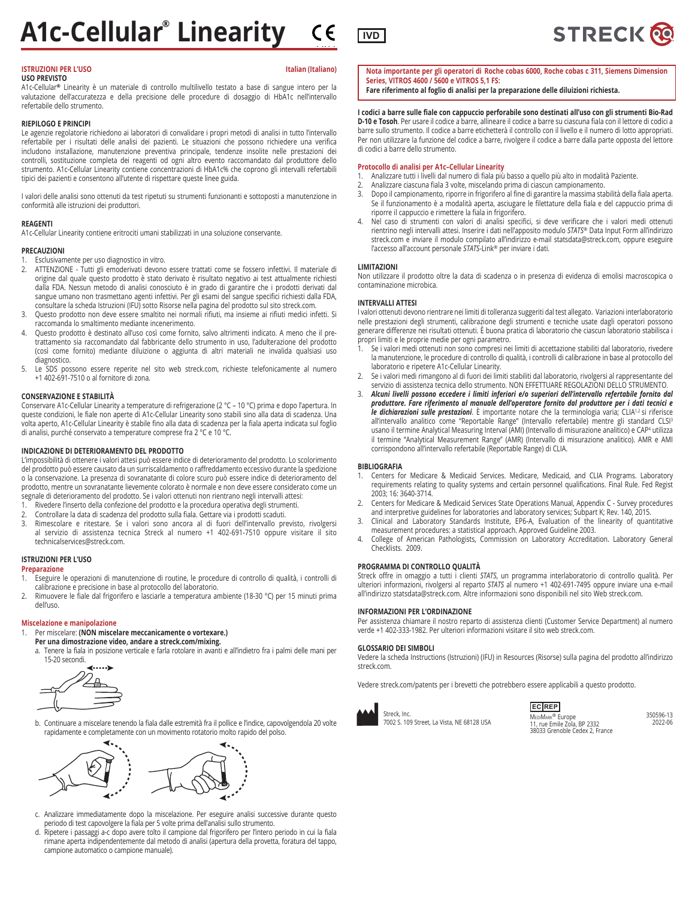# A1c-Cellular® Linearity

IVD

STRECK

**ISTRUZIONI PER L'USO** — Italian (Italiano)

**USO PREVISTO**

A1c-Cellular® Linearity è un materiale di controllo multilivello testato a base di sangue intero per la valutazione dell'accuratezza e della precisione delle procedure di dosaggio di HbA1c nell'intervallo refertabile dello strumento.

**RIEPILOGO E PRINCIPI**

Le agenzie regolatorie richiedono ai laboratori di convalidare i propri metodi di analisi in tutto l'intervallo refertabile per i risultati delle analisi dei pazienti. Le situazioni che possono richiedere una verifica includono installazione, manutenzione preventiva principale, tendenze insolite nelle prestazioni dei controlli, sostituzione completa dei reagenti od ogni altro evento raccomandato dal produttore dello strumento. A1c-Cellular Linearity contiene concentrazioni di HbA1c% che coprono gli intervalli refertabili tipici dei pazienti e consentono all'utente di rispettare queste linee guida.

I valori delle analisi sono ottenuti da test ripetuti su strumenti funzionanti e sottoposti a manutenzione in conformità alle istruzioni dei produttori.

**REAGENTI**

A1c-Cellular Linearity contiene eritrociti umani stabilizzati in una soluzione conservante.

**PRECAUZIONI**

1. Esclusivamente per uso diagnostico in vitro.
2. ATTENZIONE - Tutti gli emoderivati devono essere trattati come se fossero infettivi. Il materiale di origine dal quale questo prodotto è stato derivato è risultato negativo ai test attualmente richiesti dalla FDA. Nessun metodo di analisi conosciuto è in grado di garantire che i prodotti derivati dal sangue umano non trasmettano agenti infettivi. Per gli esami del sangue specifici richiesti dalla FDA, consultare la scheda Istruzioni (IFU) sotto Risorse nella pagina del prodotto sul sito streck.com.
3. Questo prodotto non deve essere smaltito nei normali rifiuti, ma insieme ai rifiuti medici infetti. Si raccomanda lo smaltimento mediante incenerimento.
4. Questo prodotto è destinato all'uso così come fornito, salvo altrimenti indicato. A meno che il pre-trattamento sia raccomandato dal fabbricante dello strumento in uso, l'adulterazione del prodotto (così come fornito) mediante diluizione o aggiunta di altri materiali ne invalida qualsiasi uso diagnostico.
5. Le SDS possono essere reperite nel sito web streck.com, richieste telefonicamente al numero +1 402-691-7510 o al fornitore di zona.

**CONSERVAZIONE E STABILITÀ**

Conservare A1c-Cellular Linearity a temperature di refrigerazione (2 °C – 10 °C) prima e dopo l'apertura. In queste condizioni, le fiale non aperte di A1c-Cellular Linearity sono stabili sino alla data di scadenza. Una volta aperto, A1c-Cellular Linearity è stabile fino alla data di scadenza per la fiala aperta indicata sul foglio di analisi, purché conservato a temperature comprese fra 2 °C e 10 °C.

**INDICAZIONE DI DETERIORAMENTO DEL PRODOTTO**

L'impossibilità di ottenere i valori attesi può essere indice di deterioramento del prodotto. Lo scolorimento del prodotto può essere causato da un surriscaldamento o raffreddamento eccessivo durante la spedizione o la conservazione. La presenza di sovranatante di colore scuro può essere indice di deterioramento del prodotto, mentre un sovranatante lievemente colorato è normale e non deve essere considerato come un segnale di deterioramento del prodotto. Se i valori ottenuti non rientrano negli intervalli attesi:

1. Rivedere l'inserto della confezione del prodotto e la procedura operativa degli strumenti.
2. Controllare la data di scadenza del prodotto sulla fiala. Gettare via i prodotti scaduti.
3. Rimescolare e ritestare. Se i valori sono ancora al di fuori dell'intervallo previsto, rivolgersi al servizio di assistenza tecnica Streck al numero +1 402-691-7510 oppure visitare il sito technicalservices@streck.com.

**ISTRUZIONI PER L'USO**

**Preparazione**

1. Eseguire le operazioni di manutenzione di routine, le procedure di controllo di qualità, i controlli di calibrazione e precisione in base al protocollo del laboratorio.
2. Rimuovere le fiale dal frigorifero e lasciarle a temperatura ambiente (18-30 °C) per 15 minuti prima dell'uso.

**Miscelazione e manipolazione**

1. Per miscelare: **(NON miscelare meccanicamente o vortexare.)**
   **Per una dimostrazione video, andare a streck.com/mixing.**
   a. Tenere la fiala in posizione verticale e farla rotolare in avanti e all'indietro fra i palmi delle mani per 15-20 secondi.
   b. Continuare a miscelare tenendo la fiala dalle estremità fra il pollice e l'indice, capovolgendola 20 volte rapidamente e completamente con un movimento rotatorio molto rapido del polso.
   c. Analizzare immediatamente dopo la miscelazione. Per eseguire analisi successive durante questo periodo di test capovolgere la fiala per 5 volte prima dell'analisi sullo strumento.
   d. Ripetere i passaggi a-c dopo avere tolto il campione dal frigorifero per l'intero periodo in cui la fiala rimane aperta indipendentemente dal metodo di analisi (apertura della provetta, foratura del tappo, campione automatico o campione manuale).

**Nota importante per gli operatori di Roche cobas 6000, Roche cobas c 311, Siemens Dimension Series, VITROS 4600 / 5600 e VITROS 5,1 FS:**
**Fare riferimento al foglio di analisi per la preparazione delle diluizioni richiesta.**

**I codici a barre sulle fiale con cappuccio perforabile sono destinati all'uso con gli strumenti Bio-Rad D-10 e Tosoh**. Per usare il codice a barre, allineare il codice a barre su ciascuna fiala con il lettore di codici a barre sullo strumento. Il codice a barre etichetterà il controllo con il livello e il numero di lotto appropriati. Per non utilizzare la funzione del codice a barre, rivolgere il codice a barre dalla parte opposta del lettore di codici a barre dello strumento.

**Protocollo di analisi per A1c-Cellular Linearity**

1. Analizzare tutti i livelli dal numero di fiala più basso a quello più alto in modalità Paziente.
2. Analizzare ciascuna fiala 3 volte, miscelando prima di ciascun campionamento.
3. Dopo il campionamento, riporre in frigorifero al fine di garantire la massima stabilità della fiala aperta. Se il funzionamento è a modalità aperta, asciugare le filettature della fiala e del cappuccio prima di riporre il cappuccio e rimettere la fiala in frigorifero.
4. Nel caso di strumenti con valori di analisi specifici, si deve verificare che i valori medi ottenuti rientrino negli intervalli attesi. Inserire i dati nell'apposito modulo *STATS*® Data Input Form all'indirizzo streck.com e inviare il modulo compilato all'indirizzo e-mail statsdata@streck.com, oppure eseguire l'accesso all'account personale *STATS*-Link® per inviare i dati.

**LIMITAZIONI**

Non utilizzare il prodotto oltre la data di scadenza o in presenza di evidenza di emolisi macroscopica o contaminazione microbica.

**INTERVALLI ATTESI**

I valori ottenuti devono rientrare nei limiti di tolleranza suggeriti dal test allegato. Variazioni interlaboratorio nelle prestazioni degli strumenti, calibrazione degli strumenti e tecniche usate dagli operatori possono generare differenze nei risultati ottenuti. È buona pratica di laboratorio che ciascun laboratorio stabilisca i propri limiti e le proprie medie per ogni parametro.

1. Se i valori medi ottenuti non sono compresi nei limiti di accettazione stabiliti dal laboratorio, rivedere la manutenzione, le procedure di controllo di qualità, i controlli di calibrazione in base al protocollo del laboratorio e ripetere A1c-Cellular Linearity.
2. Se i valori medi rimangono al di fuori dei limiti stabiliti dal laboratorio, rivolgersi al rappresentante del servizio di assistenza tecnica dello strumento. NON EFFETTUARE REGOLAZIONI DELLO STRUMENTO.
3. ***Alcuni livelli possono eccedere i limiti inferiori e/o superiori dell'intervallo refertabile fornito dal produttore. Fare riferimento al manuale dell'operatore fornito dal produttore per i dati tecnici e le dichiarazioni sulle prestazioni***. È importante notare che la terminologia varia; CLIA[1,2] si riferisce all'intervallo analitico come "Reportable Range" (Intervallo refertabile) mentre gli standard CLSI[3] usano il termine Analytical Measuring Interval (AMI) (Intervallo di misurazione analitico) e CAP[4] utilizza il termine "Analytical Measurement Range" (AMR) (Intervallo di misurazione analitico). AMR e AMI corrispondono all'intervallo refertabile (Reportable Range) di CLIA.

**BIBLIOGRAFIA**

1. Centers for Medicare & Medicaid Services. Medicare, Medicaid, and CLIA Programs. Laboratory requirements relating to quality systems and certain personnel qualifications. Final Rule. Fed Regist 2003; 16: 3640-3714.
2. Centers for Medicare & Medicaid Services State Operations Manual, Appendix C - Survey procedures and interpretive guidelines for laboratories and laboratory services; Subpart K; Rev. 140, 2015.
3. Clinical and Laboratory Standards Institute, EP6-A, Evaluation of the linearity of quantitative measurement procedures: a statistical approach. Approved Guideline 2003.
4. College of American Pathologists, Commission on Laboratory Accreditation. Laboratory General Checklists. 2009.

**PROGRAMMA DI CONTROLLO QUALITÀ**

Streck offre in omaggio a tutti i clienti *STATS*, un programma interlaboratorio di controllo qualità. Per ulteriori informazioni, rivolgersi al reparto *STATS* al numero +1 402-691-7495 oppure inviare una e-mail all'indirizzo statsdata@streck.com. Altre informazioni sono disponibili nel sito Web streck.com.

**INFORMAZIONI PER L'ORDINAZIONE**

Per assistenza chiamare il nostro reparto di assistenza clienti (Customer Service Department) al numero verde +1 402-333-1982. Per ulteriori informazioni visitare il sito web streck.com.

**GLOSSARIO DEI SIMBOLI**

Vedere la scheda Instructions (Istruzioni) (IFU) in Resources (Risorse) sulla pagina del prodotto all'indirizzo streck.com.

Vedere streck.com/patents per i brevetti che potrebbero essere applicabili a questo prodotto.

Streck, Inc.
7002 S. 109 Street, La Vista, NE 68128 USA

EC REP
MediMark® Europe
11, rue Emile Zola, BP 2332
38033 Grenoble Cedex 2, France

350596-13
2022-06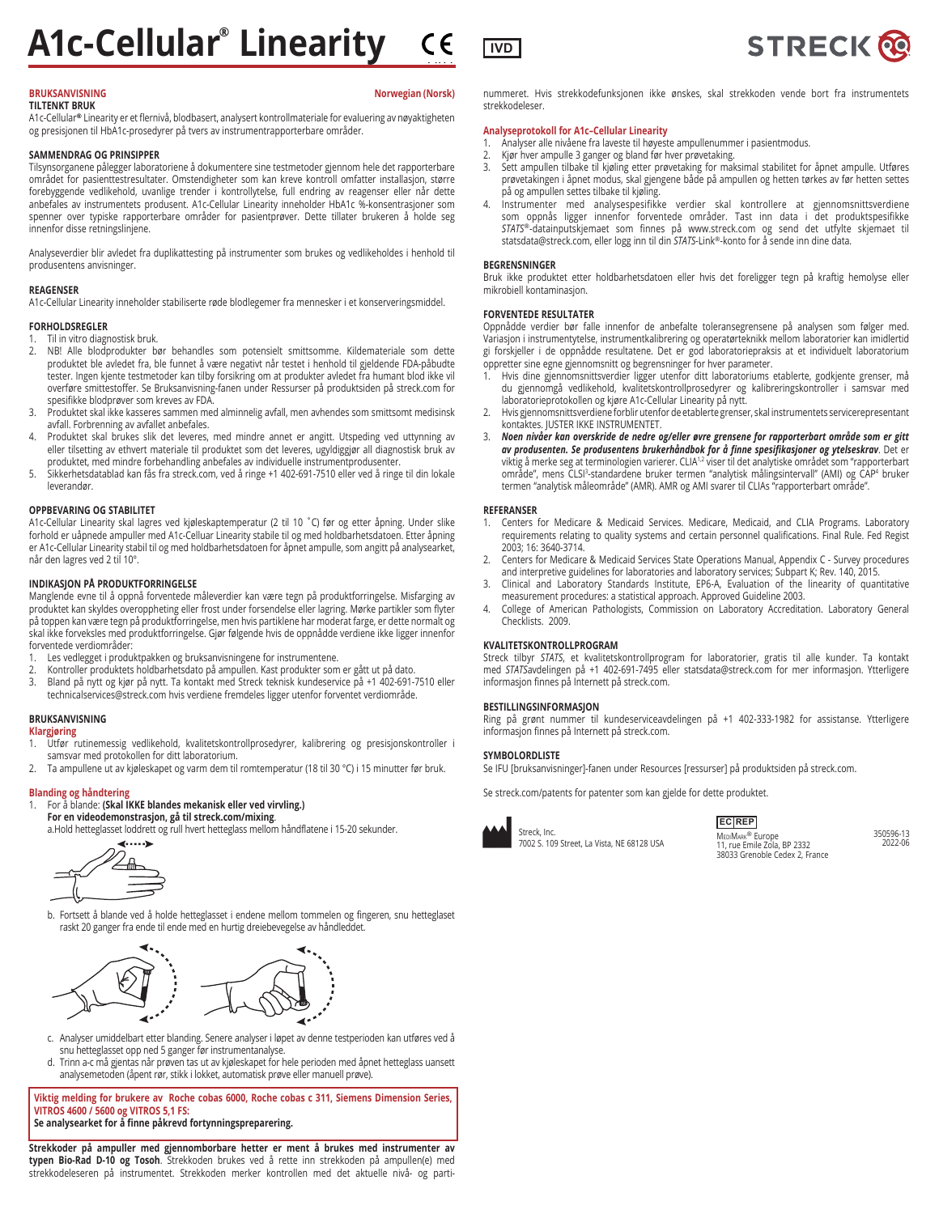# A1c-Cellular® Linearity

**BRUKSANVISNING** — Norwegian (Norsk)

## TILTENKT BRUK

A1c-Cellular® Linearity er et flernivå, blodbasert, analysert kontrollmateriale for evaluering av nøyaktigheten og presisjonen til HbA1c-prosedyrer på tvers av instrumentrapporterbare områder.

## SAMMENDRAG OG PRINSIPPER

Tilsynsorganene pålegger laboratoriene å dokumentere sine testmetoder gjennom hele det rapporterbare området for pasienttestresultater. Omstendigheter som kan kreve kontroll omfatter installasjon, større forebyggende vedlikehold, uvanlige trender i kontrollytelse, full endring av reagenser eller når dette anbefales av instrumentets produsent. A1c-Cellular Linearity inneholder HbA1c %-konsentrasjoner som spenner over typiske rapporterbare områder for pasientprøver. Dette tillater brukeren å holde seg innenfor disse retningslinjene.

Analyseverdier blir avledet fra duplikattesting på instrumenter som brukes og vedlikeholdes i henhold til produsentens anvisninger.

## REAGENSER

A1c-Cellular Linearity inneholder stabiliserte røde blodlegemer fra mennesker i et konserveringsmiddel.

## FORHOLDSREGLER

1. Til in vitro diagnostisk bruk.
2. NB! Alle blodprodukter bør behandles som potensielt smittsomme. Kildemateriale som dette produktet ble avledet fra, ble funnet å være negativt når testet i henhold til gjeldende FDA-påbudte tester. Ingen kjente testmetoder kan tilby forsikring om at produkter avledet fra humant blod ikke vil overføre smittestoffer. Se Bruksanvisning-fanen under Ressurser på produktsiden på streck.com for spesifikke blodprøver som kreves av FDA.
3. Produktet skal ikke kasseres sammen med alminnelig avfall, men avhendes som smittsomt medisinsk avfall. Forbrenning av avfallet anbefales.
4. Produktet skal brukes slik det leveres, med mindre annet er angitt. Utspeding ved uttynning av eller tilsetting av ethvert materiale til produktet som det leveres, ugyldiggjør all diagnostisk bruk av produktet, med mindre forbehandling anbefales av individuelle instrumentprodusenter.
5. Sikkerhetsdatablad kan fås fra streck.com, ved å ringe +1 402-691-7510 eller ved å ringe til din lokale leverandør.

## OPPBEVARING OG STABILITET

A1c-Cellular Linearity skal lagres ved kjøleskaptemperatur (2 til 10 ˚C) før og etter åpning. Under slike forhold er uåpnede ampuller med A1c-Celluar Linearity stabile til og med holdbarhetsdatoen. Etter åpning er A1c-Cellular Linearity stabil til og med holdbarhetsdatoen for åpnet ampulle, som angitt på analysearket, når den lagres ved 2 til 10°.

## INDIKASJON PÅ PRODUKTFORRINGELSE

Manglende evne til å oppnå forventede måleverdier kan være tegn på produktforringelse. Misfarging av produktet kan skyldes overoppheting eller frost under forsendelse eller lagring. Mørke partikler som flyter på toppen kan være tegn på produktforringelse, men hvis partiklene har moderat farge, er dette normalt og skal ikke forveksles med produktforringelse. Gjør følgende hvis de oppnådde verdiene ikke ligger innenfor forventede verdiområder:

1. Les vedlegget i produktpakken og bruksanvisningene for instrumentene.
2. Kontroller produktets holdbarhetsdato på ampullen. Kast produkter som er gått ut på dato.
3. Bland på nytt og kjør på nytt. Ta kontakt med Streck teknisk kundeservice på +1 402-691-7510 eller technicalservices@streck.com hvis verdiene fremdeles ligger utenfor forventet verdiområde.

## BRUKSANVISNING

### Klargjøring

1. Utfør rutinemessig vedlikehold, kvalitetskontrollprosedyrer, kalibrering og presisjonskontroller i samsvar med protokollen for ditt laboratorium.
2. Ta ampullene ut av kjøleskapet og varm dem til romtemperatur (18 til 30 °C) i 15 minutter før bruk.

### Blanding og håndtering

1. For å blande: **(Skal IKKE blandes mekanisk eller ved virvling.)**
   **For en videodemonstrasjon, gå til streck.com/mixing**.
   a. Hold hetteglasset loddrett og rull hvert hetteglass mellom håndflatene i 15-20 sekunder.

   b. Fortsett å blande ved å holde hetteglasset i endene mellom tommelen og fingeren, snu hetteglasset raskt 20 ganger fra ende til ende med en hurtig dreiebevegelse av håndleddet.

   c. Analyser umiddelbart etter blanding. Senere analyser i løpet av denne testperioden kan utføres ved å snu hetteglasset opp ned 5 ganger før instrumentanalyse.
   d. Trinn a-c må gjentas når prøven tas ut av kjøleskapet for hele perioden med åpnet hetteglass uansett analysemetoden (åpent rør, stikk i lokket, automatisk prøve eller manuell prøve).

**Viktig melding for brukere av Roche cobas 6000, Roche cobas c 311, Siemens Dimension Series, VITROS 4600 / 5600 og VITROS 5,1 FS:**
**Se analysearket for å finne påkrevd fortynningspreparering.**

**Strekkoder på ampuller med gjennomborbare hetter er ment å brukes med instrumenter av typen Bio-Rad D-10 og Tosoh**. Strekkoden brukes ved å rette inn strekkoden på ampullen(e) med strekkodeleseren på instrumentet. Strekkoden merker kontrollen med det aktuelle nivå- og partinummeret. Hvis strekkodefunksjonen ikke ønskes, skal strekkoden vende bort fra instrumentets strekkodeleser.

### Analyseprotokoll for A1c-Cellular Linearity

1. Analyser alle nivåene fra laveste til høyeste ampullenummer i pasientmodus.
2. Kjør hver ampulle 3 ganger og bland før hver prøvetaking.
3. Sett ampullen tilbake til kjøling etter prøvetaking for maksimal stabilitet for åpnet ampulle. Utføres prøvetakingen i åpnet modus, skal gjengene både på ampullen og hetten tørkes av før hetten settes på og ampullen settes tilbake til kjøling.
4. Instrumenter med analysespesifikke verdier skal kontrollere at gjennomsnittsverdiene som oppnås ligger innenfor forventede områder. Tast inn data i det produktspesifikke *STATS*®-datainputskjemaet som finnes på www.streck.com og send det utfylte skjemaet til statsdata@streck.com, eller logg inn til din *STATS*-Link®-konto for å sende inn dine data.

## BEGRENSNINGER

Bruk ikke produktet etter holdbarhetsdatoen eller hvis det foreligger tegn på kraftig hemolyse eller mikrobiell kontaminasjon.

## FORVENTEDE RESULTATER

Oppnådde verdier bør falle innenfor de anbefalte toleransegrensene på analysen som følger med. Variasjon i instrumentytelse, instrumentkalibrering og operatørteknikk mellom laboratorier kan imidlertid gi forskjeller i de oppnådde resultatene. Det er god laboratoriepraksis at et individuelt laboratorium oppretter sine egne gjennomsnitt og begrensninger for hver parameter.

1. Hvis dine gjennomsnittsverdier ligger utenfor ditt laboratoriums etablerte, godkjente grenser, må du gjennomgå vedlikehold, kvalitetskontrollprosedyrer og kalibreringskontroller i samsvar med laboratorieprotokollen og kjøre A1c-Cellular Linearity på nytt.
2. Hvis gjennomsnittsverdiene forblir utenfor de etablerte grenser, skal instrumentets servicerepresentant kontaktes. JUSTER IKKE INSTRUMENTET.
3. ***Noen nivåer kan overskride de nedre og/eller øvre grensene for rapporterbart område som er gitt av produsenten. Se produsentens brukerhåndbok for å finne spesifikasjoner og ytelseskrav***. Det er viktig å merke seg at terminologien varierer. CLIA[1,2] viser til det analytiske området som "rapporterbart område", mens CLSI[3]-standardene bruker termen "analytisk målingsintervall" (AMI) og CAP[4] bruker termen "analytisk måleområde" (AMR). AMR og AMI svarer til CLIAs "rapporterbart område".

## REFERANSER

1. Centers for Medicare & Medicaid Services. Medicare, Medicaid, and CLIA Programs. Laboratory requirements relating to quality systems and certain personnel qualifications. Final Rule. Fed Regist 2003; 16: 3640-3714.
2. Centers for Medicare & Medicaid Services State Operations Manual, Appendix C - Survey procedures and interpretive guidelines for laboratories and laboratory services; Subpart K; Rev. 140, 2015.
3. Clinical and Laboratory Standards Institute, EP6-A, Evaluation of the linearity of quantitative measurement procedures: a statistical approach. Approved Guideline 2003.
4. College of American Pathologists, Commission on Laboratory Accreditation. Laboratory General Checklists. 2009.

## KVALITETSKONTROLLPROGRAM

Streck tilbyr *STATS*, et kvalitetskontrollprogram for laboratorier, gratis til alle kunder. Ta kontakt med *STATS*avdelingen på +1 402-691-7495 eller statsdata@streck.com for mer informasjon. Ytterligere informasjon finnes på Internett på streck.com.

## BESTILLINGSINFORMASJON

Ring på grønt nummer til kundeserviceavdelingen på +1 402-333-1982 for assistanse. Ytterligere informasjon finnes på Internett på streck.com.

## SYMBOLORDLISTE

Se IFU [bruksanvisninger]-fanen under Resources [ressurser] på produktsiden på streck.com.

Se streck.com/patents for patenter som kan gjelde for dette produktet.

Streck, Inc.
7002 S. 109 Street, La Vista, NE 68128 USA

EC REP
MediMark® Europe
11, rue Emile Zola, BP 2332
38033 Grenoble Cedex 2, France

350596-13
2022-06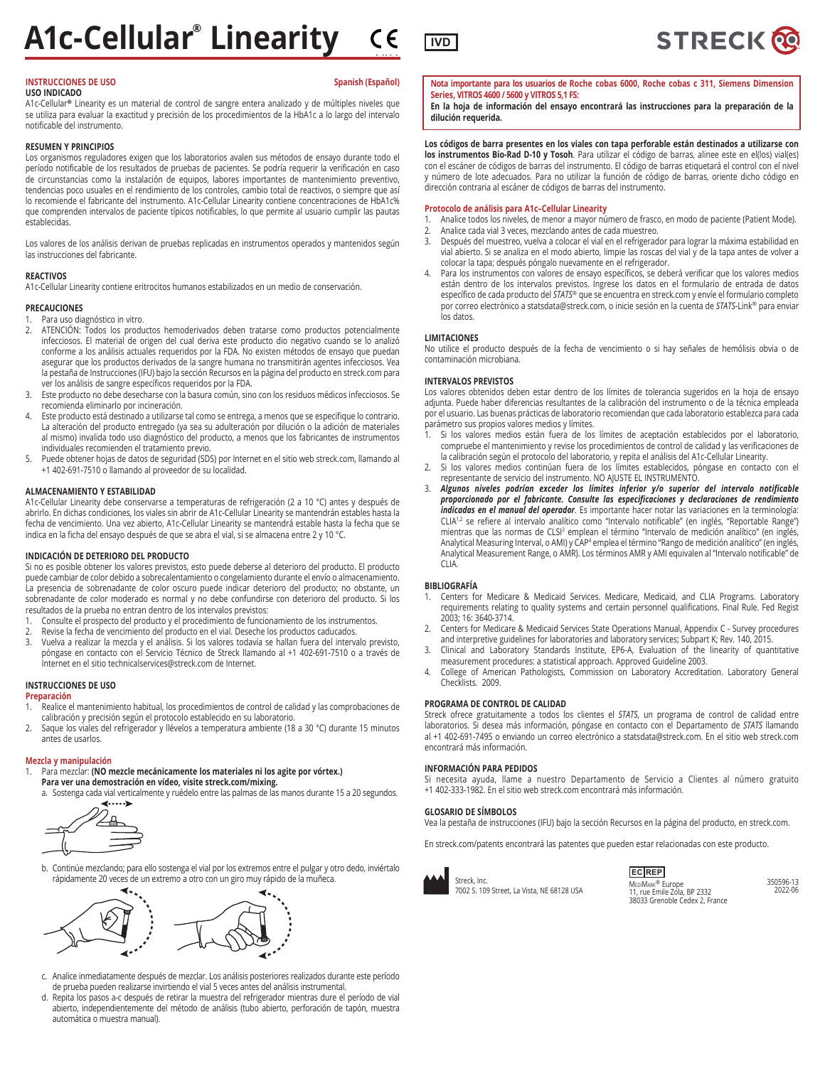# A1c-Cellular® Linearity

**IVD**

**STRECK**

## INSTRUCCIONES DE USO

**Spanish (Español)**

### USO INDICADO

A1c-Cellular® Linearity es un material de control de sangre entera analizado y de múltiples niveles que se utiliza para evaluar la exactitud y precisión de los procedimientos de la HbA1c a lo largo del intervalo notificable del instrumento.

### RESUMEN Y PRINCIPIOS

Los organismos reguladores exigen que los laboratorios avalen sus métodos de ensayo durante todo el período notificable de los resultados de pruebas de pacientes. Se podría requerir la verificación en caso de circunstancias como la instalación de equipos, labores importantes de mantenimiento preventivo, tendencias poco usuales en el rendimiento de los controles, cambio total de reactivos, o siempre que así lo recomiende el fabricante del instrumento. A1c-Cellular Linearity contiene concentraciones de HbA1c% que comprenden intervalos de paciente típicos notificables, lo que permite al usuario cumplir las pautas establecidas.

Los valores de los análisis derivan de pruebas replicadas en instrumentos operados y mantenidos según las instrucciones del fabricante.

### REACTIVOS

A1c-Cellular Linearity contiene eritrocitos humanos estabilizados en un medio de conservación.

### PRECAUCIONES

1. Para uso diagnóstico in vitro.
2. ATENCIÓN: Todos los productos hemoderivados deben tratarse como productos potencialmente infecciosos. El material de origen del cual deriva este producto dio negativo cuando se lo analizó conforme a los análisis actuales requeridos por la FDA. No existen métodos de ensayo que puedan asegurar que los productos derivados de la sangre humana no transmitirán agentes infecciosos. Vea la pestaña de Instrucciones (IFU) bajo la sección Recursos en la página del producto en streck.com para ver los análisis de sangre específicos requeridos por la FDA.
3. Este producto no debe desecharse con la basura común, sino con los residuos médicos infecciosos. Se recomienda eliminarlo por incineración.
4. Este producto está destinado a utilizarse tal como se entrega, a menos que se especifique lo contrario. La alteración del producto entregado (ya sea su adulteración por dilución o la adición de materiales al mismo) invalida todo uso diagnóstico del producto, a menos que los fabricantes de instrumentos individuales recomienden el tratamiento previo.
5. Puede obtener hojas de datos de seguridad (SDS) por Internet en el sitio web streck.com, llamando al +1 402-691-7510 o llamando al proveedor de su localidad.

### ALMACENAMIENTO Y ESTABILIDAD

A1c-Cellular Linearity debe conservarse a temperaturas de refrigeración (2 a 10 °C) antes y después de abrirlo. En dichas condiciones, los viales sin abrir de A1c-Cellular Linearity se mantendrán estables hasta la fecha de vencimiento. Una vez abierto, A1c-Cellular Linearity se mantendrá estable hasta la fecha que se indica en la ficha del ensayo después de que se abra el vial, si se almacena entre 2 y 10 °C.

### INDICACIÓN DE DETERIORO DEL PRODUCTO

Si no es posible obtener los valores previstos, esto puede deberse al deterioro del producto. El producto puede cambiar de color debido a sobrecalentamiento o congelamiento durante el envío o almacenamiento. La presencia de sobrenadante de color oscuro puede indicar deterioro del producto; no obstante, un sobrenadante de color moderado es normal y no debe confundirse con deterioro del producto. Si los resultados de la prueba no entran dentro de los intervalos previstos:

1. Consulte el prospecto del producto y el procedimiento de funcionamiento de los instrumentos.
2. Revise la fecha de vencimiento del producto en el vial. Deseche los productos caducados.
3. Vuelva a realizar la mezcla y el análisis. Si los valores todavía se hallan fuera del intervalo previsto, póngase en contacto con el Servicio Técnico de Streck llamando al +1 402-691-7510 o a través de Internet en el sitio technicalservices@streck.com de Internet.

### INSTRUCCIONES DE USO

**Preparación**

1. Realice el mantenimiento habitual, los procedimientos de control de calidad y las comprobaciones de calibración y precisión según el protocolo establecido en su laboratorio.
2. Saque los viales del refrigerador y llévelos a temperatura ambiente (18 a 30 °C) durante 15 minutos antes de usarlos.

**Mezcla y manipulación**

1. Para mezclar: **(NO mezcle mecánicamente los materiales ni los agite por vórtex.) Para ver una demostración en vídeo, visite streck.com/mixing.**
   a. Sostenga cada vial verticalmente y ruédelo entre las palmas de las manos durante 15 a 20 segundos.
   b. Continúe mezclando; para ello sostenga el vial por los extremos entre el pulgar y otro dedo, inviértalo rápidamente 20 veces de un extremo a otro con un giro muy rápido de la muñeca.
   c. Analice inmediatamente después de mezclar. Los análisis posteriores realizados durante este período de prueba pueden realizarse invirtiendo el vial 5 veces antes del análisis instrumental.
   d. Repita los pasos a-c después de retirar la muestra del refrigerador mientras dure el período de vial abierto, independientemente del método de análisis (tubo abierto, perforación de tapón, muestra automática o muestra manual).

**Nota importante para los usuarios de Roche cobas 6000, Roche cobas c 311, Siemens Dimension Series, VITROS 4600 / 5600 y VITROS 5,1 FS:**
**En la hoja de información del ensayo encontrará las instrucciones para la preparación de la dilución requerida.**

**Los códigos de barra presentes en los viales con tapa perforable están destinados a utilizarse con los instrumentos Bio-Rad D-10 y Tosoh**. Para utilizar el código de barras, alinee este en el(los) vial(es) con el escáner de códigos de barras del instrumento. El código de barras etiquetará el control con el nivel y número de lote adecuados. Para no utilizar la función de código de barras, oriente dicho código en dirección contraria al escáner de códigos de barras del instrumento.

**Protocolo de análisis para A1c-Cellular Linearity**

1. Analice todos los niveles, de menor a mayor número de frasco, en modo de paciente (Patient Mode).
2. Analice cada vial 3 veces, mezclando antes de cada muestreo.
3. Después del muestreo, vuelva a colocar el vial en el refrigerador para lograr la máxima estabilidad en vial abierto. Si se analiza en el modo abierto, limpie las roscas del vial y de la tapa antes de volver a colocar la tapa; después póngalo nuevamente en el refrigerador.
4. Para los instrumentos con valores de ensayo específicos, se deberá verificar que los valores medios están dentro de los intervalos previstos. Ingrese los datos en el formulario de entrada de datos específico de cada producto del *STATS*® que se encuentra en streck.com y envíe el formulario completo por correo electrónico a statsdata@streck.com, o inicie sesión en la cuenta de *STATS*-Link® para enviar los datos.

### LIMITACIONES

No utilice el producto después de la fecha de vencimiento o si hay señales de hemólisis obvia o de contaminación microbiana.

### INTERVALOS PREVISTOS

Los valores obtenidos deben estar dentro de los límites de tolerancia sugeridos en la hoja de ensayo adjunta. Puede haber diferencias resultantes de la calibración del instrumento o de la técnica empleada por el usuario. Las buenas prácticas de laboratorio recomiendan que cada laboratorio establezca para cada parámetro sus propios valores medios y límites.

1. Si los valores medios están fuera de los límites de aceptación establecidos por el laboratorio, compruebe el mantenimiento y revise los procedimientos de control de calidad y las verificaciones de la calibración según el protocolo del laboratorio, y repita el análisis del A1c-Cellular Linearity.
2. Si los valores medios continúan fuera de los límites establecidos, póngase en contacto con el representante de servicio del instrumento. NO AJUSTE EL INSTRUMENTO.
3. ***Algunos niveles podrían exceder los límites inferior y/o superior del intervalo notificable proporcionado por el fabricante. Consulte las especificaciones y declaraciones de rendimiento indicadas en el manual del operador***. Es importante hacer notar las variaciones en la terminología: CLIA[1,2] se refiere al intervalo analítico como "Intervalo notificable" (en inglés, "Reportable Range") mientras que las normas de CLSI[3] emplean el término "Intervalo de medición analítico" (en inglés, Analytical Measuring Interval, o AMI) y CAP[4] emplea el término "Rango de medición analítico" (en inglés, Analytical Measurement Range, o AMR). Los términos AMR y AMI equivalen al "Intervalo notificable" de CLIA.

### BIBLIOGRAFÍA

1. Centers for Medicare & Medicaid Services. Medicare, Medicaid, and CLIA Programs. Laboratory requirements relating to quality systems and certain personnel qualifications. Final Rule. Fed Regist 2003; 16: 3640-3714.
2. Centers for Medicare & Medicaid Services State Operations Manual, Appendix C - Survey procedures and interpretive guidelines for laboratories and laboratory services; Subpart K; Rev. 140, 2015.
3. Clinical and Laboratory Standards Institute, EP6-A, Evaluation of the linearity of quantitative measurement procedures: a statistical approach. Approved Guideline 2003.
4. College of American Pathologists, Commission on Laboratory Accreditation. Laboratory General Checklists. 2009.

### PROGRAMA DE CONTROL DE CALIDAD

Streck ofrece gratuitamente a todos los clientes el *STATS*, un programa de control de calidad entre laboratorios. Si desea más información, póngase en contacto con el Departamento de *STATS* llamando al +1 402-691-7495 o enviando un correo electrónico a statsdata@streck.com. En el sitio web streck.com encontrará más información.

### INFORMACIÓN PARA PEDIDOS

Si necesita ayuda, llame a nuestro Departamento de Servicio a Clientes al número gratuito +1 402-333-1982. En el sitio web streck.com encontrará más información.

### GLOSARIO DE SÍMBOLOS

Vea la pestaña de instrucciones (IFU) bajo la sección Recursos en la página del producto, en streck.com.

En streck.com/patents encontrará las patentes que pueden estar relacionadas con este producto.

Streck, Inc.
7002 S. 109 Street, La Vista, NE 68128 USA

EC REP
MediMark® Europe
11, rue Emile Zola, BP 2332
38033 Grenoble Cedex 2, France

350596-13
2022-06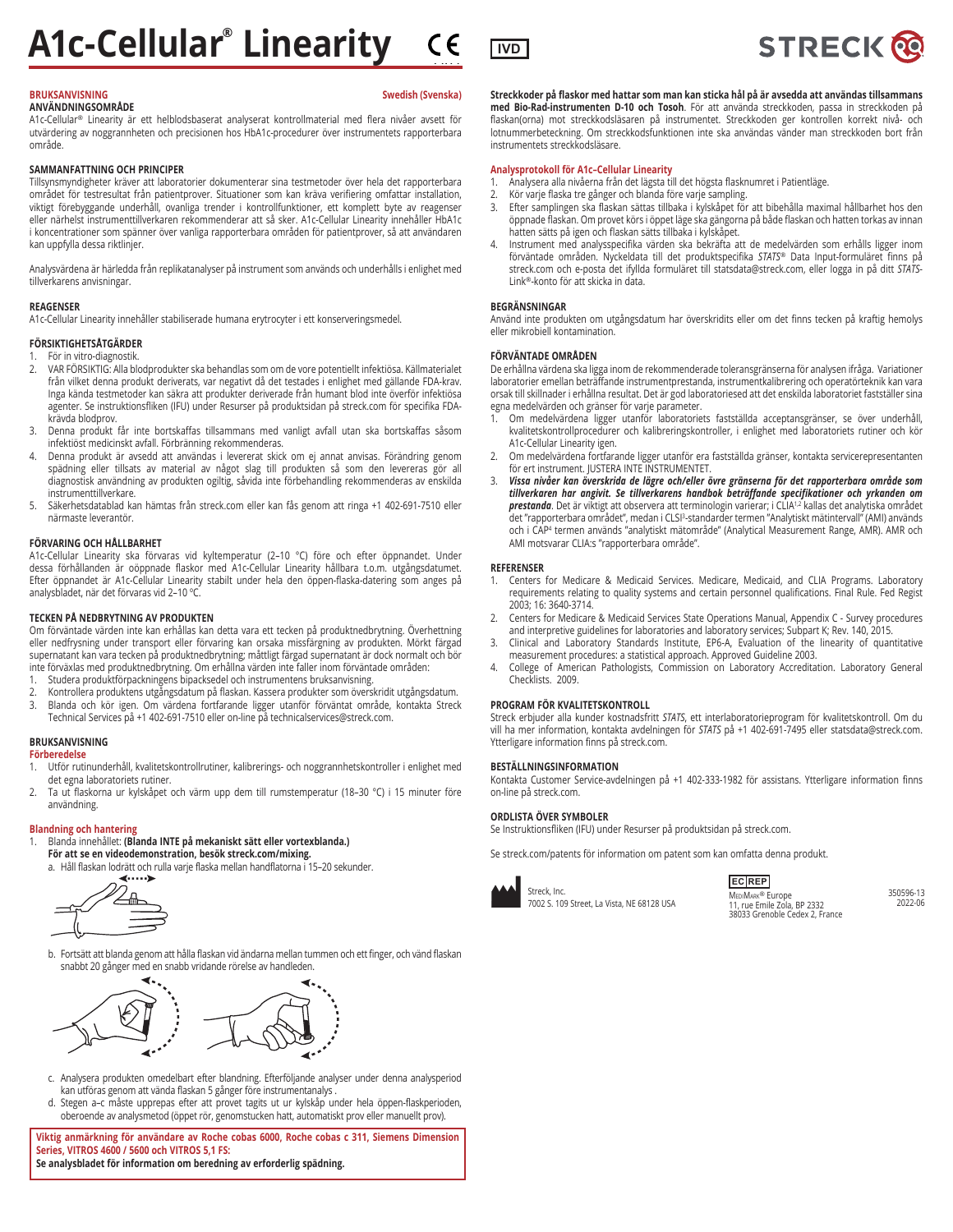# A1c-Cellular® Linearity

IVD

STRECK

**BRUKSANVISNING** Swedish (Svenska)

## ANVÄNDNINGSOMRÅDE

A1c-Cellular® Linearity är ett helblodsbaserat analyserat kontrollmaterial med flera nivåer avsett för utvärdering av noggrannheten och precisionen hos HbA1c-procedurer över instrumentets rapporterbara område.

## SAMMANFATTNING OCH PRINCIPER

Tillsynsmyndigheter kräver att laboratorier dokumenterar sina testmetoder över hela det rapporterbara området för testresultat från patientprover. Situationer som kan kräva verifiering omfattar installation, viktigt förebyggande underhåll, ovanliga trender i kontrollfunktioner, ett komplett byte av reagenser eller närhelst instrumenttillverkaren rekommenderar att så sker. A1c-Cellular Linearity innehåller HbA1c i koncentrationer som spänner över vanliga rapporterbara områden för patientprover, så att användaren kan uppfylla dessa riktlinjer.

Analysvärdena är härledda från replikatanalyser på instrument som används och underhålls i enlighet med tillverkarens anvisningar.

## REAGENSER

A1c-Cellular Linearity innehåller stabiliserade humana erytrocyter i ett konserveringsmedel.

## FÖRSIKTIGHETSÅTGÄRDER

1. För in vitro-diagnostik.
2. VAR FÖRSIKTIG: Alla blodprodukter ska behandlas som om de vore potentiellt infektiösa. Källmaterialet från vilket denna produkt deriverats, var negativt då det testades i enlighet med gällande FDA-krav. Inga kända testmetoder kan säkra att produkter deriverade från humant blod inte överför infektiösa agenter. Se instruktionsfliken (IFU) under Resurser på produktsidan på streck.com för specifika FDA-krävda blodprov.
3. Denna produkt får inte bortskaffas tillsammans med vanligt avfall utan ska bortskaffas såsom infektiöst medicinskt avfall. Förbränning rekommenderas.
4. Denna produkt är avsedd att användas i levererat skick om ej annat anvisas. Förändring genom spädning eller tillsats av material av något slag till produkten så som den levereras gör all diagnostisk användning av produkten ogiltig, såvida inte förbehandling rekommenderas av enskilda instrumenttillverkare.
5. Säkerhetsdatablad kan hämtas från streck.com eller kan fås genom att ringa +1 402-691-7510 eller närmaste leverantör.

## FÖRVARING OCH HÅLLBARHET

A1c-Cellular Linearity ska förvaras vid kyltemperatur (2–10 °C) före och efter öppnandet. Under dessa förhållanden är oöppnade flaskor med A1c-Cellular Linearity hållbara t.o.m. utgångsdatumet. Efter öppnandet är A1c-Cellular Linearity stabilt under hela den öppen-flaska-datering som anges på analysbladet, när det förvaras vid 2–10 °C.

## TECKEN PÅ NEDBRYTNING AV PRODUKTEN

Om förväntade värden inte kan erhållas kan detta vara ett tecken på produktnedbrytning. Överhettning eller nedfrysning under transport eller förvaring kan orsaka missfärgning av produkten. Mörkt färgad supernatant kan vara tecken på produktnedbrytning; måttligt färgad supernatant är dock normalt och bör inte förväxlas med produktnedbrytning. Om erhållna värden inte faller inom förväntade områden:

1. Studera produktförpackningens bipacksedel och instrumentens bruksanvisning.
2. Kontrollera produktens utgångsdatum på flaskan. Kassera produkter som överskridit utgångsdatum.
3. Blanda och kör igen. Om värdena fortfarande ligger utanför förväntat område, kontakta Streck Technical Services på +1 402-691-7510 eller on-line på technicalservices@streck.com.

## BRUKSANVISNING

### Förberedelse

1. Utför rutinunderhåll, kvalitetskontrollrutiner, kalibrerings- och noggrannhetskontroller i enlighet med det egna laboratoriets rutiner.
2. Ta ut flaskorna ur kylskåpet och värm upp dem till rumstemperatur (18–30 °C) i 15 minuter före användning.

### Blandning och hantering

1. Blanda innehållet: **(Blanda INTE på mekaniskt sätt eller vortexblanda.)**
   **För att se en videodemonstration, besök streck.com/mixing.**
   a. Håll flaskan lodrätt och rulla varje flaska mellan handflatorna i 15–20 sekunder.
   b. Fortsätt att blanda genom att hålla flaskan vid ändarna mellan tummen och ett finger, och vänd flaskan snabbt 20 gånger med en snabb vridande rörelse av handleden.
   c. Analysera produkten omedelbart efter blandning. Efterföljande analyser under denna analysperiod kan utföras genom att vända flaskan 5 gånger före instrumentanalys .
   d. Stegen a–c måste upprepas efter att provet tagits ut ur kylskåp under hela öppen-flaskperioden, oberoende av analysmetod (öppet rör, genomstucken hatt, automatiskt prov eller manuellt prov).

**Viktig anmärkning för användare av Roche cobas 6000, Roche cobas c 311, Siemens Dimension Series, VITROS 4600 / 5600 och VITROS 5,1 FS:**
**Se analysbladet för information om beredning av erforderlig spädning.**

**Streckkoder på flaskor med hattar som man kan sticka hål på är avsedda att användas tillsammans med Bio-Rad-instrumenten D-10 och Tosoh**. För att använda streckkoden, passa in streckkoden på flaskan(orna) mot streckkodsläsaren på instrumentet. Streckkoden ger kontrollen korrekt nivå- och lotnummerbeteckning. Om streckkodsfunktionen inte ska användas vänder man streckkoden bort från instrumentets streckkodsläsare.

### Analysprotokoll för A1c-Cellular Linearity

1. Analysera alla nivåerna från det lägsta till det högsta flasknumret i Patientläge.
2. Kör varje flaska tre gånger och blanda före varje sampling.
3. Efter samplingen ska flaskan sättas tillbaka i kylskåpet för att bibehålla maximal hållbarhet hos den öppnade flaskan. Om provet körs i öppet läge ska gängorna på både flaskan och hatten torkas av innan hatten sätts på igen och flaskan sätts tillbaka i kylskåpet.
4. Instrument med analysspecifika värden ska bekräfta att de medelvärden som erhålls ligger inom förväntade områden. Nyckeldata till det produktspecifika *STATS*® Data Input-formuläret finns på streck.com och e-posta det ifyllda formuläret till statsdata@streck.com, eller logga in på ditt *STATS*-Link®-konto för att skicka in data.

## BEGRÄNSNINGAR

Använd inte produkten om utgångsdatum har överskridits eller om det finns tecken på kraftig hemolys eller mikrobiell kontamination.

## FÖRVÄNTADE OMRÅDEN

De erhållna värdena ska ligga inom de rekommenderade toleransgränserna för analysen ifråga. Variationer laboratorier emellan beträffande instrumentprestanda, instrumentkalibrering och operatörteknik kan vara orsak till skillnader i erhållna resultat. Det är god laboratoriesed att det enskilda laboratoriet fastställer sina egna medelvärden och gränser för varje parameter.

1. Om medelvärdena ligger utanför laboratoriets fastställda acceptansgränser, se över underhåll, kvalitetskontrollprocedurer och kalibreringskontroller, i enlighet med laboratoriets rutiner och kör A1c-Cellular Linearity igen.
2. Om medelvärdena fortfarande ligger utanför era fastställda gränser, kontakta servicerepresentanten för ert instrument. JUSTERA INTE INSTRUMENTET.
3. ***Vissa nivåer kan överskrida de lägre och/eller övre gränserna för det rapporterbara område som tillverkaren har angivit. Se tillverkarens handbok beträffande specifikationer och yrkanden om prestanda***. Det är viktigt att observera att terminologin varierar; i CLIA[1,2] kallas det analytiska området det "rapporterbara området", medan i CLSI[3]-standarder termen "Analytiskt mätintervall" (AMI) används och i CAP[4] termen används "analytiskt mätområde" (Analytical Measurement Range, AMR). AMR och AMI motsvarar CLIA:s "rapporterbara område".

## REFERENSER

1. Centers for Medicare & Medicaid Services. Medicare, Medicaid, and CLIA Programs. Laboratory requirements relating to quality systems and certain personnel qualifications. Final Rule. Fed Regist 2003; 16: 3640-3714.
2. Centers for Medicare & Medicaid Services State Operations Manual, Appendix C - Survey procedures and interpretive guidelines for laboratories and laboratory services; Subpart K; Rev. 140, 2015.
3. Clinical and Laboratory Standards Institute, EP6-A, Evaluation of the linearity of quantitative measurement procedures: a statistical approach. Approved Guideline 2003.
4. College of American Pathologists, Commission on Laboratory Accreditation. Laboratory General Checklists. 2009.

## PROGRAM FÖR KVALITETSKONTROLL

Streck erbjuder alla kunder kostnadsfritt *STATS*, ett interlaboratorieprogram för kvalitetskontroll. Om du vill ha mer information, kontakta avdelningen för *STATS* på +1 402-691-7495 eller statsdata@streck.com. Ytterligare information finns på streck.com.

## BESTÄLLNINGSINFORMATION

Kontakta Customer Service-avdelningen på +1 402-333-1982 för assistans. Ytterligare information finns on-line på streck.com.

## ORDLISTA ÖVER SYMBOLER

Se Instruktionsfliken (IFU) under Resurser på produktsidan på streck.com.

Se streck.com/patents för information om patent som kan omfatta denna produkt.

Streck, Inc.
7002 S. 109 Street, La Vista, NE 68128 USA

EC REP
MediMark® Europe
11, rue Emile Zola, BP 2332
38033 Grenoble Cedex 2, France

350596-13
2022-06